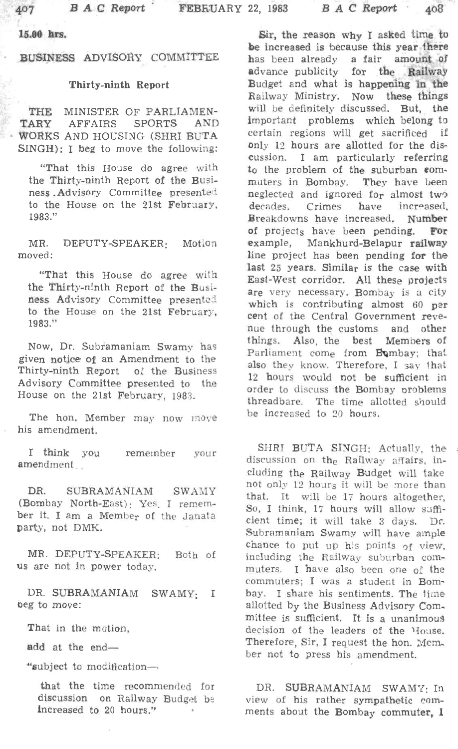15.00 hrs.

## BUSINESS ADVISORY COMMITTEE

### Thirty-ninth Report

THE MINISTER OF PARLIAMENTARY AFFAIRS SPORTS AND WORKS AND HOUSING (SHRI BUTA SINGH): I beg to move the following:

"That this House do agree with the Thirty-ninth Report of the Business Advisory Committee presented to the House on the 21st February, 1983."

MR. DEPUTY-SPEAKER: Motion moved:

"That this House do agree with the Thirty-ninth Report of the Business Advisory Committee presented to the House on the 21st February, 1983."

Now, Dr. Subramaniam Swamy has given notice of an Amendment to the Thirty-ninth Report of the Business Advisory Committee presented to the House on the 21st February, 1983.

The hon. Member may now move his amendment.

I think you remember your amendment..

DR. SUBRAMANIAM SWAMY (Bombay North-East): Yes, I remember it. I am a Member of the Janata party, not DMK.

MR. DEPUTY-SPEAKER: Both of us are not in power today.

DR. SUBRAMANIAM SWAMY: I beg to move:

That in the motion,

add at the end—

"subject to modification—

that the time recommended for discussion on Railway Budget be increased to 20 hours."

Sir, the reason why I asked time to be increased is because this year there has been already a fair amount of advance publicity for the Railway Budget and what is happening in the Railway Ministry. Now these things will be definitely discussed. But, the important problems which belong to certain regions will get sacrificed if only 12 hours are allotted for the discussion. I am particularly referring to the problem of the suburban commuters in Bombay. They have been neglected and ignored for almost two decades. Crimes have increased. Breakdowns have increased. Number of projects have been pending. For example, Mankhurd-Belapur railway line project has been pending for the last 25 years. Similar is the case with East-West corridor. All these projects are very necessary. Bombay is a city which is contributing almost 60 per cent of the Central Government revenue through the customs and other things. Also, the best Members of Parliament come from Bombay; that also they know. Therefore, I say that 12 hours would not be sufficient in order to discuss the Bombay problems threadbare. The time allotted should be increased to 20 hours.

SHRI BUTA SINGH: Actually, the discussion on the Railway affairs, including the Railway Budget will take not only 12 hours it will be more than that. It will be 17 hours altogether. So, I think, 17 hours will allow sufficient time; it will take 3 days. Dr. Subramaniam Swamy will have ample chance to put up his points of view, including the Railway suburban commuters. I have also been one of the commuters; I was a student in Bombay. I share his sentiments. The time allotted by the Business Advisory Committee is sufficient. It is a unanimous decision of the leaders of the House. Therefore, Sir, I request the hon. Member not to press his amendment.

DR. SUBRAMANIAM SWAMY: In view of his rather sympathetic comments about the Bombay commuter, I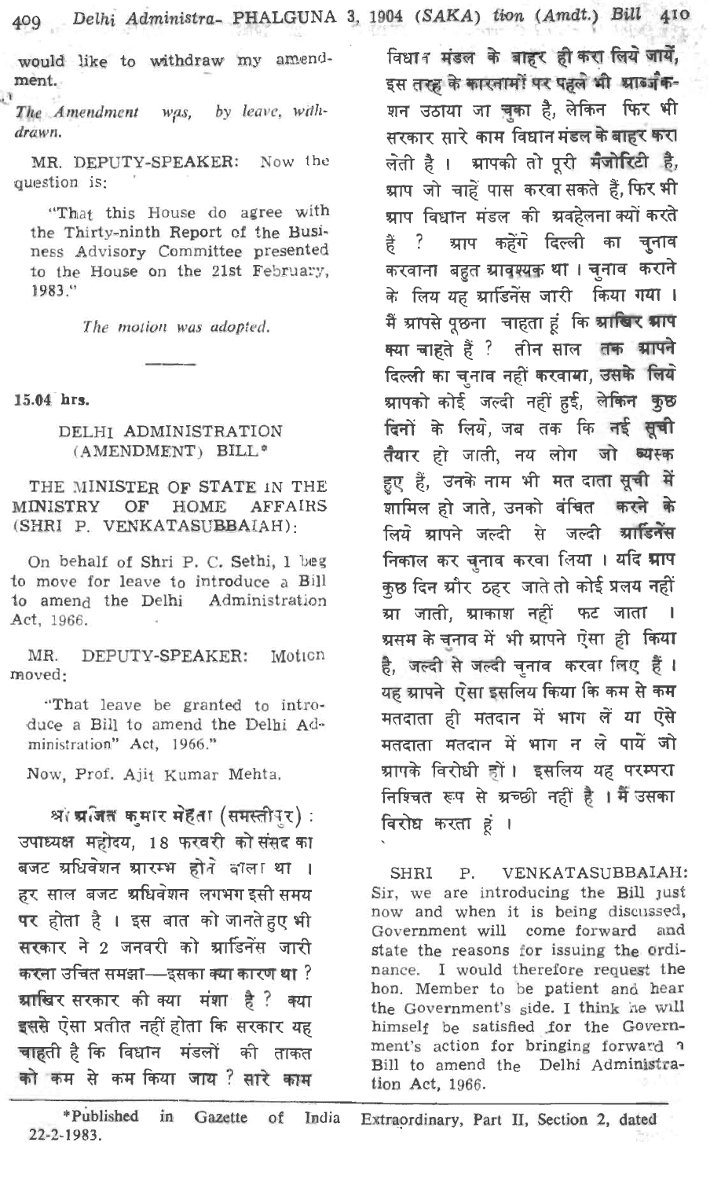would like to withdraw my amendment.

*The Amendment was, by leave, withdrawn.*

MR. DEPUTY-SPEAKER: Now the question is:

"That this House do agree with the Thirty-ninth Report of the Business Advisory Committee presented to the House on the 21st February, 1983."

*The motion was adopted.*

---

**15.04 hrs.**

## DELHI ADMINISTRATION (AMENDMENT) BILL*

THE MINISTER OF STATE IN THE MINISTRY OF HOME AFFAIRS (SHRI P. VENKATASUBBAIAH):

On behalf of Shri P. C. Sethi, I beg to move for leave to introduce a Bill to amend the Delhi Administration Act, 1966.

MR. DEPUTY-SPEAKER: Motion moved:

"That leave be granted to introduce a Bill to amend the Delhi Administration" Act, 1966."

Now, Prof. Ajit Kumar Mehta.

श्री अजित कुमार मेहता (समस्तीपुर): उपाध्यक्ष महोदय, 18 फरवरी को संसद का बजट अधिवेशन आरम्भ होने वाला था। हर साल बजट अधिवेशन लगभग इसी समय पर होता है। इस बात को जानते हुए भी सरकार ने 2 जनवरी को आर्डिनेंस जारी करना उचित समझा—इसका क्या कारण था? आखिर सरकार की क्या मंशा है? क्या इससे ऐसा प्रतीत नहीं होता कि सरकार यह चाहती है कि विधान मंडलों की ताकत को कम से कम किया जाय? सारे काम विधान मंडल के बाहर ही करा लिये जायें, इस तरह के कारनामों पर पहले भी आब्जेक्शन उठाया जा चुका है, लेकिन फिर भी सरकार सारे काम विधान मंडल के बाहर करा लेती है। आपकी तो पूरी मैजोरिटी है, आप जो चाहें पास करवा सकते हैं, फिर भी आप विधान मंडल की अवहेलना क्यों करते हैं? आप कहेंगे दिल्ली का चुनाव करवाना बहुत आवश्यक था। चुनाव कराने के लिय यह आर्डिनेंस जारी किया गया। मैं आपसे पूछना चाहता हूं कि आखिर आप क्या चाहते हैं? तीन साल तक आपने दिल्ली का चुनाव नहीं करवाया, उसके लिये आपको कोई जल्दी नहीं हुई, लेकिन कुछ दिनों के लिये, जब तक कि नई सूची तैयार हो जाती, नय लोग जो व्यस्क हुए हैं, उनके नाम भी मत दाता सूची में शामिल हो जाते, उनको वंचित करने के लिये आपने जल्दी से जल्दी आर्डिनेंस निकाल कर चुनाव करवा लिया। यदि आप कुछ दिन और ठहर जाते तो कोई प्रलय नहीं आ जाती, आकाश नहीं फट जाता। असम के चुनाव में भी आपने ऐसा ही किया है, जल्दी से जल्दी चुनाव करवा लिए हैं। यह आपने ऐसा इसलिय किया कि कम से कम मतदाता ही मतदान में भाग लें या ऐसे मतदाता मतदान में भाग न ले पायें जो आपके विरोधी हों। इसलिय यह परम्परा निश्चित रूप से अच्छी नहीं है। मैं उसका विरोध करता हूं।

SHRI P. VENKATASUBBAIAH: Sir, we are introducing the Bill just now and when it is being discussed, Government will come forward and state the reasons for issuing the ordinance. I would therefore request the hon. Member to be patient and hear the Government's side. I think he will himself be satisfied for the Government's action for bringing forward a Bill to amend the Delhi Administration Act, 1966.

---

*Published in Gazette of India Extraordinary, Part II, Section 2, dated 22-2-1983.